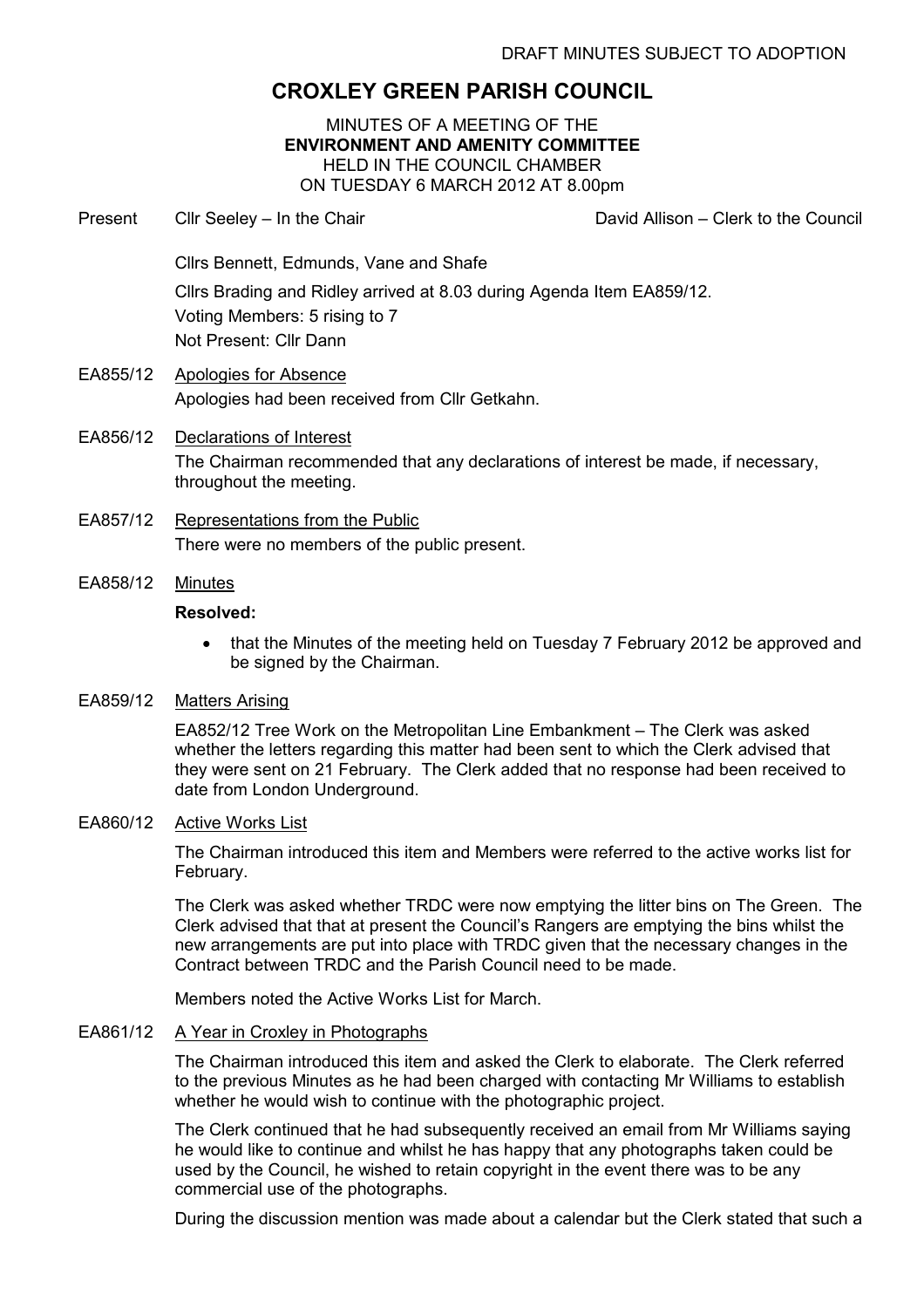DRAFT MINUTES SUBJECT TO ADOPTION

# CROXLEY GREEN PARISH COUNCIL

MINUTES OF A MEETING OF THE
**ENVIRONMENT AND AMENITY COMMITTEE**
HELD IN THE COUNCIL CHAMBER
ON TUESDAY 6 MARCH 2012 AT 8.00pm

Present Cllr Seeley – In the Chair David Allison – Clerk to the Council

Cllrs Bennett, Edmunds, Vane and Shafe

Cllrs Brading and Ridley arrived at 8.03 during Agenda Item EA859/12.
Voting Members: 5 rising to 7
Not Present: Cllr Dann

EA855/12 Apologies for Absence

Apologies had been received from Cllr Getkahn.

EA856/12 Declarations of Interest

The Chairman recommended that any declarations of interest be made, if necessary, throughout the meeting.

EA857/12 Representations from the Public

There were no members of the public present.

EA858/12 Minutes

**Resolved:**

- that the Minutes of the meeting held on Tuesday 7 February 2012 be approved and be signed by the Chairman.

EA859/12 Matters Arising

EA852/12 Tree Work on the Metropolitan Line Embankment – The Clerk was asked whether the letters regarding this matter had been sent to which the Clerk advised that they were sent on 21 February. The Clerk added that no response had been received to date from London Underground.

EA860/12 Active Works List

The Chairman introduced this item and Members were referred to the active works list for February.

The Clerk was asked whether TRDC were now emptying the litter bins on The Green. The Clerk advised that that at present the Council's Rangers are emptying the bins whilst the new arrangements are put into place with TRDC given that the necessary changes in the Contract between TRDC and the Parish Council need to be made.

Members noted the Active Works List for March.

EA861/12 A Year in Croxley in Photographs

The Chairman introduced this item and asked the Clerk to elaborate. The Clerk referred to the previous Minutes as he had been charged with contacting Mr Williams to establish whether he would wish to continue with the photographic project.

The Clerk continued that he had subsequently received an email from Mr Williams saying he would like to continue and whilst he has happy that any photographs taken could be used by the Council, he wished to retain copyright in the event there was to be any commercial use of the photographs.

During the discussion mention was made about a calendar but the Clerk stated that such a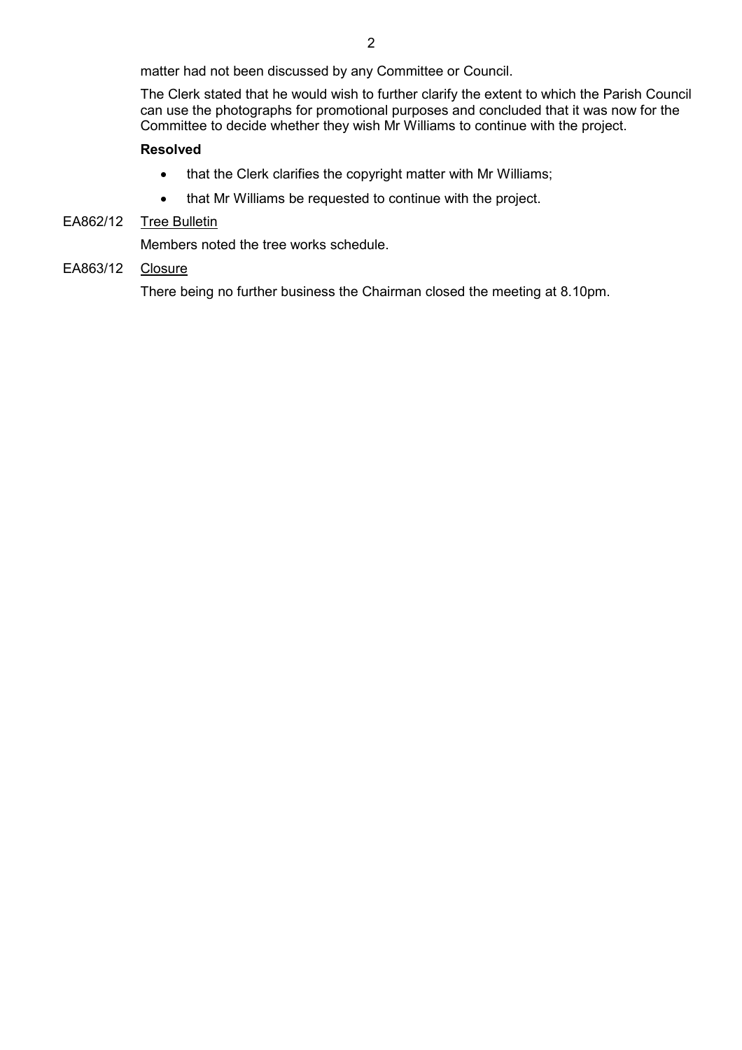matter had not been discussed by any Committee or Council.

The Clerk stated that he would wish to further clarify the extent to which the Parish Council can use the photographs for promotional purposes and concluded that it was now for the Committee to decide whether they wish Mr Williams to continue with the project.

**Resolved**

- that the Clerk clarifies the copyright matter with Mr Williams;
- that Mr Williams be requested to continue with the project.

EA862/12 Tree Bulletin

Members noted the tree works schedule.

EA863/12 Closure

There being no further business the Chairman closed the meeting at 8.10pm.